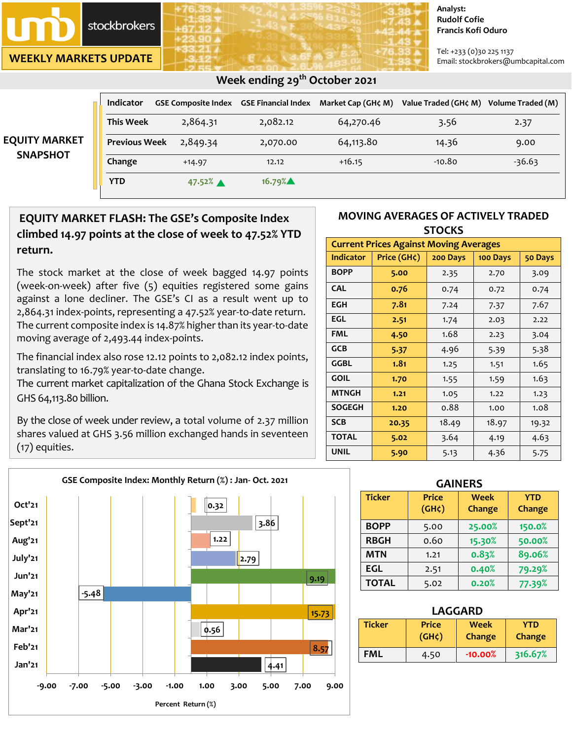# umb stockbrokers

## WEEKLY MARKETS UPDATE

Analyst:
Rudolf Cofie
Francis Kofi Oduro

Tel: +233 (0)30 225 1137
Email: stockbrokers@umbcapital.com

## Week ending 29th October 2021

### EQUITY MARKET SNAPSHOT

| Indicator | GSE Composite Index | GSE Financial Index | Market Cap (GH¢ M) | Value Traded (GH¢ M) | Volume Traded (M) |
|---|---|---|---|---|---|
| This Week | 2,864.31 | 2,082.12 | 64,270.46 | 3.56 | 2.37 |
| Previous Week | 2,849.34 | 2,070.00 | 64,113.80 | 14.36 | 9.00 |
| Change | +14.97 | 12.12 | +16.15 | -10.80 | -36.63 |
| YTD | 47.52% ▲ | 16.79% ▲ | | | |

### EQUITY MARKET FLASH: The GSE's Composite Index climbed 14.97 points at the close of week to 47.52% YTD return.

The stock market at the close of week bagged 14.97 points (week-on-week) after five (5) equities registered some gains against a lone decliner. The GSE's CI as a result went up to 2,864.31 index-points, representing a 47.52% year-to-date return. The current composite index is 14.87% higher than its year-to-date moving average of 2,493.44 index-points.

The financial index also rose 12.12 points to 2,082.12 index points, translating to 16.79% year-to-date change.

The current market capitalization of the Ghana Stock Exchange is GHS 64,113.80 billion.

By the close of week under review, a total volume of 2.37 million shares valued at GHS 3.56 million exchanged hands in seventeen (17) equities.

### MOVING AVERAGES OF ACTIVELY TRADED STOCKS

| Current Prices Against Moving Averages | | | | |
|---|---|---|---|---|
| Indicator | Price (GH¢) | 200 Days | 100 Days | 50 Days |
| BOPP | 5.00 | 2.35 | 2.70 | 3.09 |
| CAL | 0.76 | 0.74 | 0.72 | 0.74 |
| EGH | 7.81 | 7.24 | 7.37 | 7.67 |
| EGL | 2.51 | 1.74 | 2.03 | 2.22 |
| FML | 4.50 | 1.68 | 2.23 | 3.04 |
| GCB | 5.37 | 4.96 | 5.39 | 5.38 |
| GGBL | 1.81 | 1.25 | 1.51 | 1.65 |
| GOIL | 1.70 | 1.55 | 1.59 | 1.63 |
| MTNGH | 1.21 | 1.05 | 1.22 | 1.23 |
| SOGEGH | 1.20 | 0.88 | 1.00 | 1.08 |
| SCB | 20.35 | 18.49 | 18.97 | 19.32 |
| TOTAL | 5.02 | 3.64 | 4.19 | 4.63 |
| UNIL | 5.90 | 5.13 | 4.36 | 5.75 |

### GSE Composite Index: Monthly Return (%) : Jan- Oct. 2021

| Month | Return (%) |
|---|---|
| Oct'21 | 0.32 |
| Sept'21 | 3.86 |
| Aug'21 | 1.22 |
| July'21 | 2.79 |
| Jun'21 | 9.19 |
| May'21 | -5.48 |
| Apr'21 | 15.73 |
| Mar'21 | 0.56 |
| Feb'21 | 8.57 |
| Jan'21 | 4.41 |

Percent Return (%)

### GAINERS

| Ticker | Price (GH¢) | Week Change | YTD Change |
|---|---|---|---|
| BOPP | 5.00 | 25.00% | 150.0% |
| RBGH | 0.60 | 15.30% | 50.00% |
| MTN | 1.21 | 0.83% | 89.06% |
| EGL | 2.51 | 0.40% | 79.29% |
| TOTAL | 5.02 | 0.20% | 77.39% |

### LAGGARD

| Ticker | Price (GH¢) | Week Change | YTD Change |
|---|---|---|---|
| FML | 4.50 | -10.00% | 316.67% |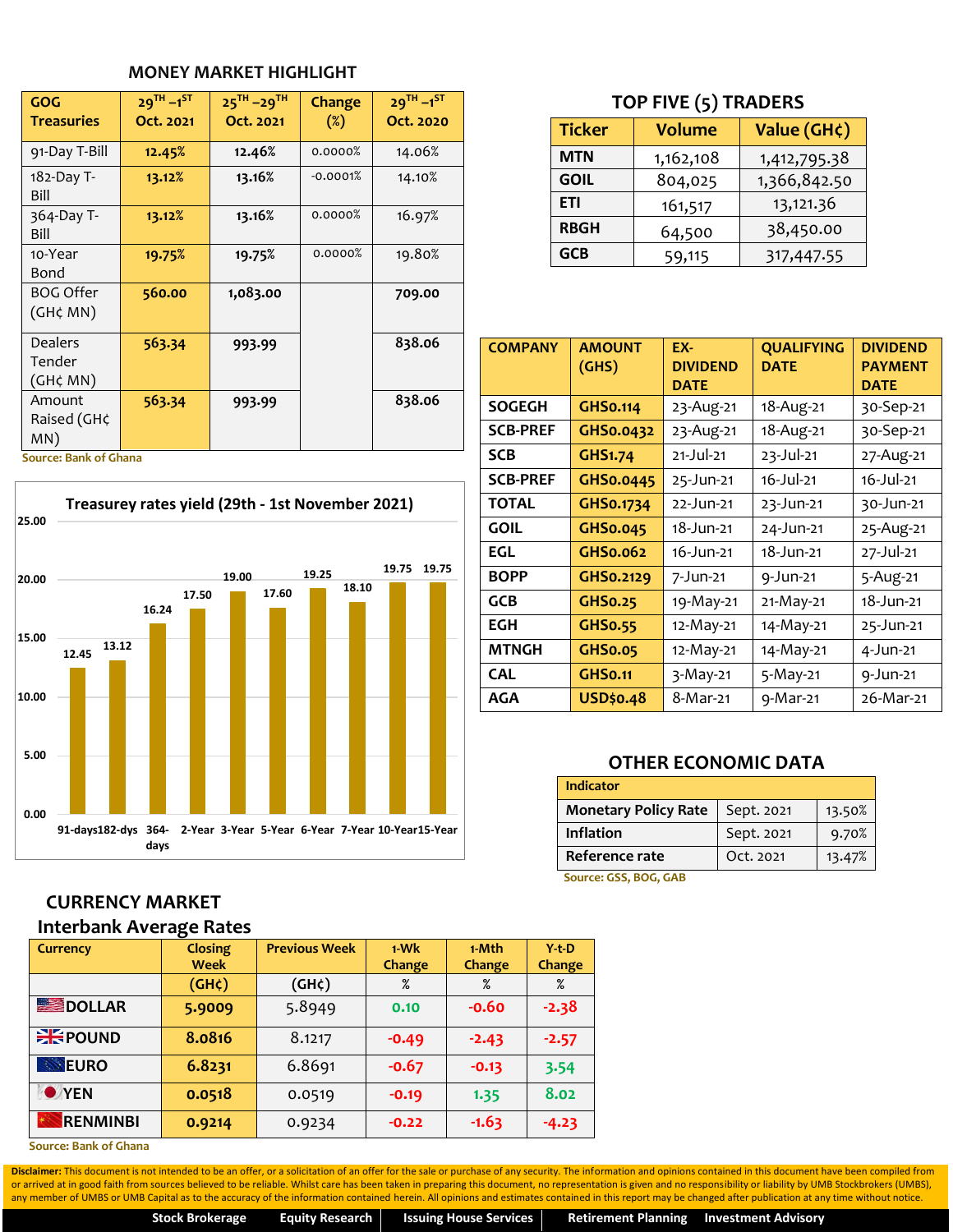## MONEY MARKET HIGHLIGHT

| GOG Treasuries | 29TH –1ST Oct. 2021 | 25TH –29TH Oct. 2021 | Change (%) | 29TH –1ST Oct. 2020 |
|---|---|---|---|---|
| 91-Day T-Bill | 12.45% | 12.46% | 0.0000% | 14.06% |
| 182-Day T-Bill | 13.12% | 13.16% | -0.0001% | 14.10% |
| 364-Day T-Bill | 13.12% | 13.16% | 0.0000% | 16.97% |
| 10-Year Bond | 19.75% | 19.75% | 0.0000% | 19.80% |
| BOG Offer (GH¢ MN) | 560.00 | 1,083.00 | | 709.00 |
| Dealers Tender (GH¢ MN) | 563.34 | 993.99 | | 838.06 |
| Amount Raised (GH¢ MN) | 563.34 | 993.99 | | 838.06 |

Source: Bank of Ghana

## TOP FIVE (5) TRADERS

| Ticker | Volume | Value (GH¢) |
|---|---|---|
| MTN | 1,162,108 | 1,412,795.38 |
| GOIL | 804,025 | 1,366,842.50 |
| ETI | 161,517 | 13,121.36 |
| RBGH | 64,500 | 38,450.00 |
| GCB | 59,115 | 317,447.55 |

Treasurey rates yield (29th - 1st November 2021)

25.00
20.00
15.00
10.00
5.00
0.00

12.45 13.12 16.24 17.50 19.00 17.60 19.25 18.10 19.75 19.75

91-days 182-dys 364-days 2-Year 3-Year 5-Year 6-Year 7-Year 10-Year 15-Year

| COMPANY | AMOUNT (GHS) | EX-DIVIDEND DATE | QUALIFYING DATE | DIVIDEND PAYMENT DATE |
|---|---|---|---|---|
| SOGEGH | GHS0.114 | 23-Aug-21 | 18-Aug-21 | 30-Sep-21 |
| SCB-PREF | GHS0.0432 | 23-Aug-21 | 18-Aug-21 | 30-Sep-21 |
| SCB | GHS1.74 | 21-Jul-21 | 23-Jul-21 | 27-Aug-21 |
| SCB-PREF | GHS0.0445 | 25-Jun-21 | 16-Jul-21 | 16-Jul-21 |
| TOTAL | GHS0.1734 | 22-Jun-21 | 23-Jun-21 | 30-Jun-21 |
| GOIL | GHS0.045 | 18-Jun-21 | 24-Jun-21 | 25-Aug-21 |
| EGL | GHS0.062 | 16-Jun-21 | 18-Jun-21 | 27-Jul-21 |
| BOPP | GHS0.2129 | 7-Jun-21 | 9-Jun-21 | 5-Aug-21 |
| GCB | GHS0.25 | 19-May-21 | 21-May-21 | 18-Jun-21 |
| EGH | GHS0.55 | 12-May-21 | 14-May-21 | 25-Jun-21 |
| MTNGH | GHS0.05 | 12-May-21 | 14-May-21 | 4-Jun-21 |
| CAL | GHS0.11 | 3-May-21 | 5-May-21 | 9-Jun-21 |
| AGA | USD$0.48 | 8-Mar-21 | 9-Mar-21 | 26-Mar-21 |

## OTHER ECONOMIC DATA

| Indicator | | |
|---|---|---|
| Monetary Policy Rate | Sept. 2021 | 13.50% |
| Inflation | Sept. 2021 | 9.70% |
| Reference rate | Oct. 2021 | 13.47% |

Source: GSS, BOG, GAB

## CURRENCY MARKET

### Interbank Average Rates

| Currency | Closing Week | Previous Week | 1-Wk Change | 1-Mth Change | Y-t-D Change |
|---|---|---|---|---|---|
| | (GH¢) | (GH¢) | % | % | % |
| DOLLAR | 5.9009 | 5.8949 | 0.10 | -0.60 | -2.38 |
| POUND | 8.0816 | 8.1217 | -0.49 | -2.43 | -2.57 |
| EURO | 6.8231 | 6.8691 | -0.67 | -0.13 | 3.54 |
| YEN | 0.0518 | 0.0519 | -0.19 | 1.35 | 8.02 |
| RENMINBI | 0.9214 | 0.9234 | -0.22 | -1.63 | -4.23 |

Source: Bank of Ghana

**Disclaimer:** This document is not intended to be an offer, or a solicitation of an offer for the sale or purchase of any security. The information and opinions contained in this document have been compiled from or arrived at in good faith from sources believed to be reliable. Whilst care has been taken in preparing this document, no representation is given and no responsibility or liability by UMB Stockbrokers (UMBS), any member of UMBS or UMB Capital as to the accuracy of the information contained herein. All opinions and estimates contained in this report may be changed after publication at any time without notice.

Stock Brokerage | Equity Research | Issuing House Services | Retirement Planning | Investment Advisory